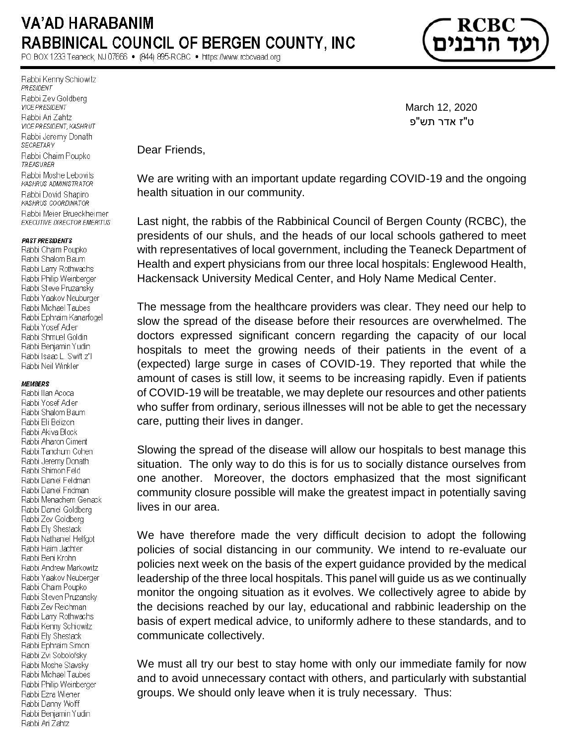# VA'AD HARABANIM
## RABBINICAL COUNCIL OF BERGEN COUNTY, INC

PO BOX 1233 Teaneck, NJ 07666 • (844) 895-RCBC • https://www.rcbcvaad.org

RCBC
ועד הרבנים

Rabbi Kenny Schiowitz
*PRESIDENT*
Rabbi Zev Goldberg
*VICE PRESIDENT*
Rabbi Ari Zahtz
*VICE PRESIDENT, KASHRUT*
Rabbi Jeremy Donath
*SECRETARY*
Rabbi Chaim Poupko
*TREASURER*
Rabbi Moshe Lebovits
*KASHRUS ADMINISTRATOR*
Rabbi Dovid Shapiro
*KASHRUS COORDINATOR*
Rabbi Meier Brueckheimer
*EXECUTIVE DIRECTOR EMERITUS*

**PAST PRESIDENTS**
Rabbi Chaim Poupko
Rabbi Shalom Baum
Rabbi Larry Rothwachs
Rabbi Philip Weinberger
Rabbi Steve Pruzansky
Rabbi Yaakov Neuburger
Rabbi Michael Taubes
Rabbi Ephraim Kanarfogel
Rabbi Yosef Adler
Rabbi Shmuel Goldin
Rabbi Benjamin Yudin
Rabbi Isaac L. Swift z"l
Rabbi Neil Winkler

**MEMBERS**
Rabbi Ilan Acoca
Rabbi Yosef Adler
Rabbi Shalom Baum
Rabbi Eli Belizon
Rabbi Akiva Block
Rabbi Aharon Ciment
Rabbi Tanchum Cohen
Rabbi Jeremy Donath
Rabbi Shimon Feld
Rabbi Daniel Feldman
Rabbi Daniel Fridman
Rabbi Menachem Genack
Rabbi Daniel Goldberg
Rabbi Zev Goldberg
Rabbi Ely Shestack
Rabbi Nathaniel Helfgot
Rabbi Haim Jachter
Rabbi Beni Krohn
Rabbi Andrew Markowitz
Rabbi Yaakov Neuburger
Rabbi Chaim Poupko
Rabbi Steven Pruzansky
Rabbi Zev Reichman
Rabbi Larry Rothwachs
Rabbi Kenny Schiowitz
Rabbi Ely Shestack
Rabbi Ephraim Simon
Rabbi Zvi Sobolofsky
Rabbi Moshe Slavsky
Rabbi Michael Taubes
Rabbi Philip Weinberger
Rabbi Ezra Wiener
Rabbi Danny Wolff
Rabbi Benjamin Yudin
Rabbi Ari Zahtz

March 12, 2020
ט"ז אדר תש"פ

Dear Friends,

We are writing with an important update regarding COVID-19 and the ongoing health situation in our community.

Last night, the rabbis of the Rabbinical Council of Bergen County (RCBC), the presidents of our shuls, and the heads of our local schools gathered to meet with representatives of local government, including the Teaneck Department of Health and expert physicians from our three local hospitals: Englewood Health, Hackensack University Medical Center, and Holy Name Medical Center.

The message from the healthcare providers was clear. They need our help to slow the spread of the disease before their resources are overwhelmed. The doctors expressed significant concern regarding the capacity of our local hospitals to meet the growing needs of their patients in the event of a (expected) large surge in cases of COVID-19. They reported that while the amount of cases is still low, it seems to be increasing rapidly. Even if patients of COVID-19 will be treatable, we may deplete our resources and other patients who suffer from ordinary, serious illnesses will not be able to get the necessary care, putting their lives in danger.

Slowing the spread of the disease will allow our hospitals to best manage this situation. The only way to do this is for us to socially distance ourselves from one another. Moreover, the doctors emphasized that the most significant community closure possible will make the greatest impact in potentially saving lives in our area.

We have therefore made the very difficult decision to adopt the following policies of social distancing in our community. We intend to re-evaluate our policies next week on the basis of the expert guidance provided by the medical leadership of the three local hospitals. This panel will guide us as we continually monitor the ongoing situation as it evolves. We collectively agree to abide by the decisions reached by our lay, educational and rabbinic leadership on the basis of expert medical advice, to uniformly adhere to these standards, and to communicate collectively.

We must all try our best to stay home with only our immediate family for now and to avoid unnecessary contact with others, and particularly with substantial groups. We should only leave when it is truly necessary. Thus: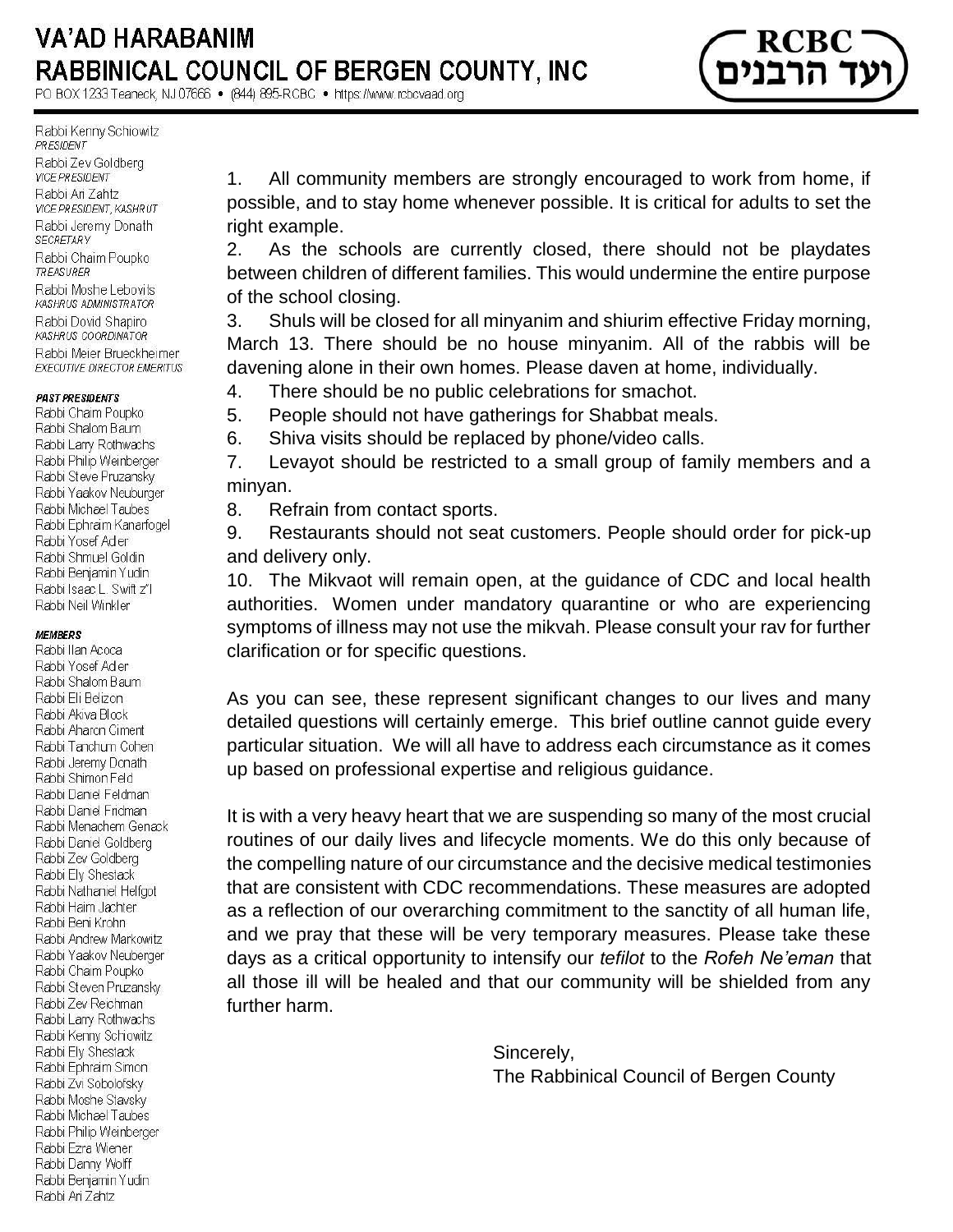# VA'AD HARABANIM
## RABBINICAL COUNCIL OF BERGEN COUNTY, INC

PO BOX 1233 Teaneck, NJ 07666 • (844) 895-RCBC • https://www.rcbcvaad.org

RCBC
ועד הרבנים

Rabbi Kenny Schiowitz
*PRESIDENT*
Rabbi Zev Goldberg
*VICE PRESIDENT*
Rabbi Ari Zahtz
*VICE PRESIDENT, KASHRUT*
Rabbi Jeremy Donath
*SECRETARY*
Rabbi Chaim Poupko
*TREASURER*
Rabbi Moshe Lebovits
*KASHRUS ADMINISTRATOR*
Rabbi Dovid Shapiro
*KASHRUS COORDINATOR*
Rabbi Meier Brueckheimer
*EXECUTIVE DIRECTOR EMERITUS*

**PAST PRESIDENTS**
Rabbi Chaim Poupko
Rabbi Shalom Baum
Rabbi Larry Rothwachs
Rabbi Philip Weinberger
Rabbi Steve Pruzansky
Rabbi Yaakov Neuburger
Rabbi Michael Taubes
Rabbi Ephraim Kanarfogel
Rabbi Yosef Adler
Rabbi Shmuel Goldin
Rabbi Benjamin Yudin
Rabbi Isaac L. Swift z"l
Rabbi Neil Winkler

**MEMBERS**
Rabbi Ilan Acoca
Rabbi Yosef Adler
Rabbi Shalom Baum
Rabbi Eli Belizon
Rabbi Akiva Block
Rabbi Aharon Ciment
Rabbi Tanchum Cohen
Rabbi Jeremy Donath
Rabbi Shimon Feld
Rabbi Daniel Feldman
Rabbi Daniel Fridman
Rabbi Menachem Genack
Rabbi Daniel Goldberg
Rabbi Zev Goldberg
Rabbi Ely Shestack
Rabbi Nathaniel Helfgot
Rabbi Haim Jachter
Rabbi Beni Krohn
Rabbi Andrew Markowitz
Rabbi Yaakov Neuberger
Rabbi Chaim Poupko
Rabbi Steven Pruzansky
Rabbi Zev Reichman
Rabbi Larry Rothwachs
Rabbi Kenny Schiowitz
Rabbi Ely Shestack
Rabbi Ephraim Simon
Rabbi Zvi Sobolofsky
Rabbi Moshe Slavsky
Rabbi Michael Taubes
Rabbi Philip Weinberger
Rabbi Ezra Wiener
Rabbi Danny Wolff
Rabbi Benjamin Yudin
Rabbi Ari Zahtz

1. All community members are strongly encouraged to work from home, if possible, and to stay home whenever possible. It is critical for adults to set the right example.
2. As the schools are currently closed, there should not be playdates between children of different families. This would undermine the entire purpose of the school closing.
3. Shuls will be closed for all minyanim and shiurim effective Friday morning, March 13. There should be no house minyanim. All of the rabbis will be davening alone in their own homes. Please daven at home, individually.
4. There should be no public celebrations for smachot.
5. People should not have gatherings for Shabbat meals.
6. Shiva visits should be replaced by phone/video calls.
7. Levayot should be restricted to a small group of family members and a minyan.
8. Refrain from contact sports.
9. Restaurants should not seat customers. People should order for pick-up and delivery only.
10. The Mikvaot will remain open, at the guidance of CDC and local health authorities. Women under mandatory quarantine or who are experiencing symptoms of illness may not use the mikvah. Please consult your rav for further clarification or for specific questions.

As you can see, these represent significant changes to our lives and many detailed questions will certainly emerge. This brief outline cannot guide every particular situation. We will all have to address each circumstance as it comes up based on professional expertise and religious guidance.

It is with a very heavy heart that we are suspending so many of the most crucial routines of our daily lives and lifecycle moments. We do this only because of the compelling nature of our circumstance and the decisive medical testimonies that are consistent with CDC recommendations. These measures are adopted as a reflection of our overarching commitment to the sanctity of all human life, and we pray that these will be very temporary measures. Please take these days as a critical opportunity to intensify our *tefilot* to the *Rofeh Ne'eman* that all those ill will be healed and that our community will be shielded from any further harm.

Sincerely,
The Rabbinical Council of Bergen County